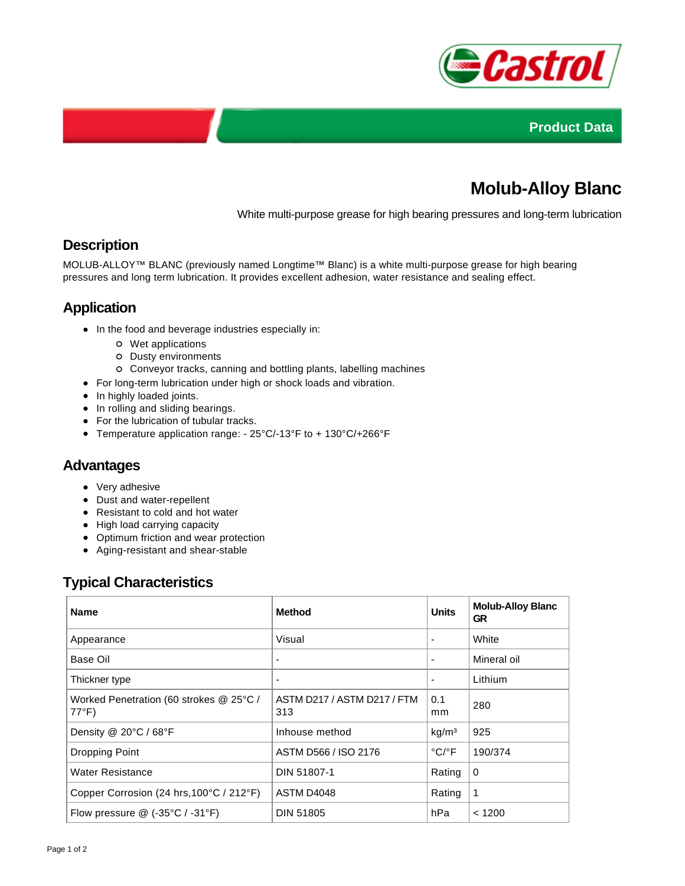Product Data

# Molub-Alloy Blanc

White multi-purpose grease for high bearing pressures and long-term lubrication

## Description

MOLUB-ALLOY™ BLANC (previously named Longtime™ Blanc) is a white multi-purpose grease for high bearing pressures and long term lubrication. It provides excellent adhesion, water resistance and sealing effect.

## Application

- In the food and beverage industries especially in:
  - Wet applications
  - Dusty environments
  - Conveyor tracks, canning and bottling plants, labelling machines
- For long-term lubrication under high or shock loads and vibration.
- In highly loaded joints.
- In rolling and sliding bearings.
- For the lubrication of tubular tracks.
- Temperature application range: - 25°C/-13°F to + 130°C/+266°F

## Advantages

- Very adhesive
- Dust and water-repellent
- Resistant to cold and hot water
- High load carrying capacity
- Optimum friction and wear protection
- Aging-resistant and shear-stable

## Typical Characteristics

| Name | Method | Units | Molub-Alloy Blanc GR |
|---|---|---|---|
| Appearance | Visual | - | White |
| Base Oil | - | - | Mineral oil |
| Thickner type | - | - | Lithium |
| Worked Penetration (60 strokes @ 25°C / 77°F) | ASTM D217 / ASTM D217 / FTM 313 | 0.1 mm | 280 |
| Density @ 20°C / 68°F | Inhouse method | kg/m³ | 925 |
| Dropping Point | ASTM D566 / ISO 2176 | °C/°F | 190/374 |
| Water Resistance | DIN 51807-1 | Rating | 0 |
| Copper Corrosion (24 hrs,100°C / 212°F) | ASTM D4048 | Rating | 1 |
| Flow pressure @ (-35°C / -31°F) | DIN 51805 | hPa | < 1200 |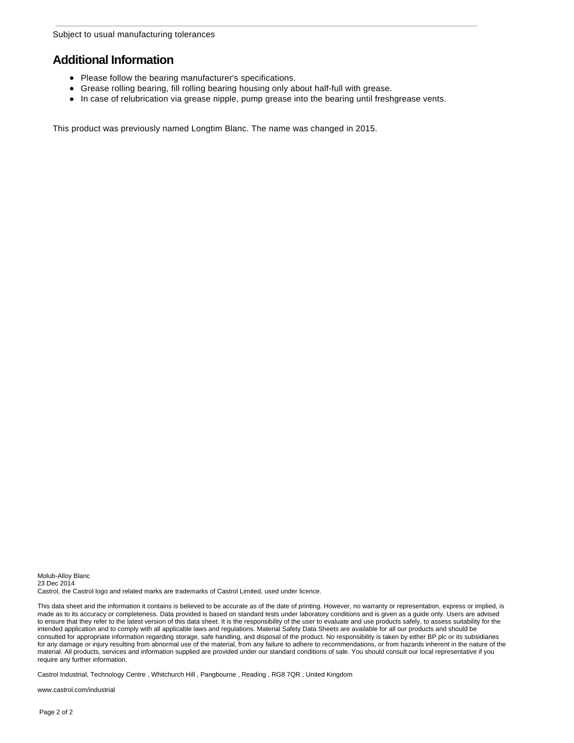Subject to usual manufacturing tolerances

## Additional Information

- Please follow the bearing manufacturer's specifications.
- Grease rolling bearing, fill rolling bearing housing only about half-full with grease.
- In case of relubrication via grease nipple, pump grease into the bearing until freshgrease vents.

This product was previously named Longtim Blanc. The name was changed in 2015.

Molub-Alloy Blanc
23 Dec 2014
Castrol, the Castrol logo and related marks are trademarks of Castrol Limited, used under licence.

This data sheet and the information it contains is believed to be accurate as of the date of printing. However, no warranty or representation, express or implied, is made as to its accuracy or completeness. Data provided is based on standard tests under laboratory conditions and is given as a guide only. Users are advised to ensure that they refer to the latest version of this data sheet. It is the responsibility of the user to evaluate and use products safely, to assess suitability for the intended application and to comply with all applicable laws and regulations. Material Safety Data Sheets are available for all our products and should be consulted for appropriate information regarding storage, safe handling, and disposal of the product. No responsibility is taken by either BP plc or its subsidiaries for any damage or injury resulting from abnormal use of the material, from any failure to adhere to recommendations, or from hazards inherent in the nature of the material. All products, services and information supplied are provided under our standard conditions of sale. You should consult our local representative if you require any further information.

Castrol Industrial, Technology Centre , Whitchurch Hill , Pangbourne , Reading , RG8 7QR , United Kingdom

www.castrol.com/industrial